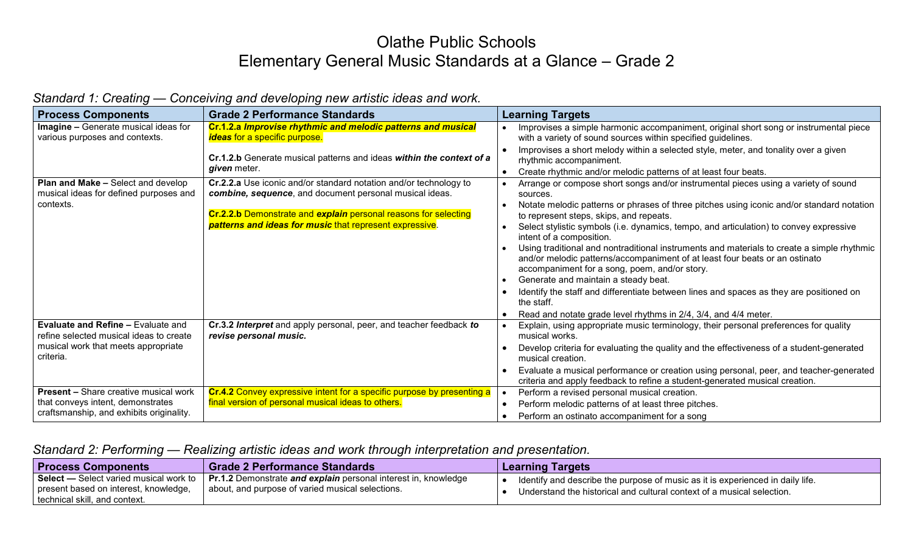# Olathe Public Schools
# Elementary General Music Standards at a Glance – Grade 2

## *Standard 1: Creating — Conceiving and developing new artistic ideas and work.*

| Process Components | Grade 2 Performance Standards | Learning Targets |
| --- | --- | --- |
| **Imagine –** Generate musical ideas for various purposes and contexts. | **Cr.1.2.a** ***Improvise rhythmic and melodic patterns and musical ideas*** for a specific purpose.<br><br>**Cr.1.2.b** Generate musical patterns and ideas ***within the context of a given*** meter. | • Improvises a simple harmonic accompaniment, original short song or instrumental piece with a variety of sound sources within specified guidelines.<br>• Improvises a short melody within a selected style, meter, and tonality over a given rhythmic accompaniment.<br>• Create rhythmic and/or melodic patterns of at least four beats. |
| **Plan and Make –** Select and develop musical ideas for defined purposes and contexts. | **Cr.2.2.a** Use iconic and/or standard notation and/or technology to ***combine, sequence***, and document personal musical ideas.<br><br>**Cr.2.2.b** Demonstrate and ***explain*** personal reasons for selecting ***patterns and ideas for music*** that represent expressive. | • Arrange or compose short songs and/or instrumental pieces using a variety of sound sources.<br>• Notate melodic patterns or phrases of three pitches using iconic and/or standard notation to represent steps, skips, and repeats.<br>• Select stylistic symbols (i.e. dynamics, tempo, and articulation) to convey expressive intent of a composition.<br>• Using traditional and nontraditional instruments and materials to create a simple rhythmic and/or melodic patterns/accompaniment of at least four beats or an ostinato accompaniment for a song, poem, and/or story.<br>• Generate and maintain a steady beat.<br>• Identify the staff and differentiate between lines and spaces as they are positioned on the staff.<br>• Read and notate grade level rhythms in 2/4, 3/4, and 4/4 meter. |
| **Evaluate and Refine –** Evaluate and refine selected musical ideas to create musical work that meets appropriate criteria. | **Cr.3.2** ***Interpret*** and apply personal, peer, and teacher feedback ***to revise personal music.*** | • Explain, using appropriate music terminology, their personal preferences for quality musical works.<br>• Develop criteria for evaluating the quality and the effectiveness of a student-generated musical creation.<br>• Evaluate a musical performance or creation using personal, peer, and teacher-generated criteria and apply feedback to refine a student-generated musical creation. |
| **Present –** Share creative musical work that conveys intent, demonstrates craftsmanship, and exhibits originality. | **Cr.4.2** Convey expressive intent for a specific purpose by presenting a final version of personal musical ideas to others. | • Perform a revised personal musical creation.<br>• Perform melodic patterns of at least three pitches.<br>• Perform an ostinato accompaniment for a song |

## *Standard 2: Performing — Realizing artistic ideas and work through interpretation and presentation.*

| Process Components | Grade 2 Performance Standards | Learning Targets |
| --- | --- | --- |
| **Select —** Select varied musical work to present based on interest, knowledge, technical skill, and context. | **Pr.1.2** Demonstrate ***and explain*** personal interest in, knowledge about, and purpose of varied musical selections. | • Identify and describe the purpose of music as it is experienced in daily life.<br>• Understand the historical and cultural context of a musical selection. |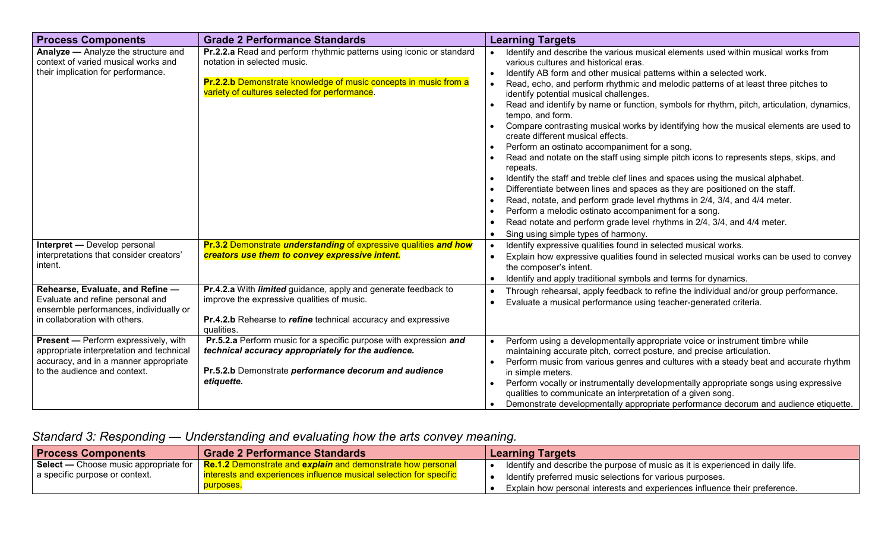| Process Components | Grade 2 Performance Standards | Learning Targets |
| --- | --- | --- |
| **Analyze —** Analyze the structure and context of varied musical works and their implication for performance. | **Pr.2.2.a** Read and perform rhythmic patterns using iconic or standard notation in selected music.<br><br>**Pr.2.2.b** Demonstrate knowledge of music concepts in music from a variety of cultures selected for performance. | • Identify and describe the various musical elements used within musical works from various cultures and historical eras.<br>• Identify AB form and other musical patterns within a selected work.<br>• Read, echo, and perform rhythmic and melodic patterns of at least three pitches to identify potential musical challenges.<br>• Read and identify by name or function, symbols for rhythm, pitch, articulation, dynamics, tempo, and form.<br>• Compare contrasting musical works by identifying how the musical elements are used to create different musical effects.<br>• Perform an ostinato accompaniment for a song.<br>• Read and notate on the staff using simple pitch icons to represents steps, skips, and repeats.<br>• Identify the staff and treble clef lines and spaces using the musical alphabet.<br>• Differentiate between lines and spaces as they are positioned on the staff.<br>• Read, notate, and perform grade level rhythms in 2/4, 3/4, and 4/4 meter.<br>• Perform a melodic ostinato accompaniment for a song.<br>• Read notate and perform grade level rhythms in 2/4, 3/4, and 4/4 meter.<br>• Sing using simple types of harmony. |
| **Interpret —** Develop personal interpretations that consider creators' intent. | **Pr.3.2** Demonstrate ***understanding*** of expressive qualities ***and how creators use them to convey expressive intent.*** | • Identify expressive qualities found in selected musical works.<br>• Explain how expressive qualities found in selected musical works can be used to convey the composer's intent.<br>• Identify and apply traditional symbols and terms for dynamics. |
| **Rehearse, Evaluate, and Refine —** Evaluate and refine personal and ensemble performances, individually or in collaboration with others. | **Pr.4.2.a** With ***limited*** guidance, apply and generate feedback to improve the expressive qualities of music.<br><br>**Pr.4.2.b** Rehearse to ***refine*** technical accuracy and expressive qualities. | • Through rehearsal, apply feedback to refine the individual and/or group performance.<br>• Evaluate a musical performance using teacher-generated criteria. |
| **Present —** Perform expressively, with appropriate interpretation and technical accuracy, and in a manner appropriate to the audience and context. | **Pr.5.2.a** Perform music for a specific purpose with expression ***and technical accuracy appropriately for the audience.***<br><br>**Pr.5.2.b** Demonstrate ***performance decorum and audience etiquette.*** | • Perform using a developmentally appropriate voice or instrument timbre while maintaining accurate pitch, correct posture, and precise articulation.<br>• Perform music from various genres and cultures with a steady beat and accurate rhythm in simple meters.<br>• Perform vocally or instrumentally developmentally appropriate songs using expressive qualities to communicate an interpretation of a given song.<br>• Demonstrate developmentally appropriate performance decorum and audience etiquette. |

## *Standard 3: Responding — Understanding and evaluating how the arts convey meaning.*

| Process Components | Grade 2 Performance Standards | Learning Targets |
| --- | --- | --- |
| **Select —** Choose music appropriate for a specific purpose or context. | **Re.1.2** Demonstrate and ***explain*** and demonstrate how personal interests and experiences influence musical selection for specific purposes. | • Identify and describe the purpose of music as it is experienced in daily life.<br>• Identify preferred music selections for various purposes.<br>• Explain how personal interests and experiences influence their preference. |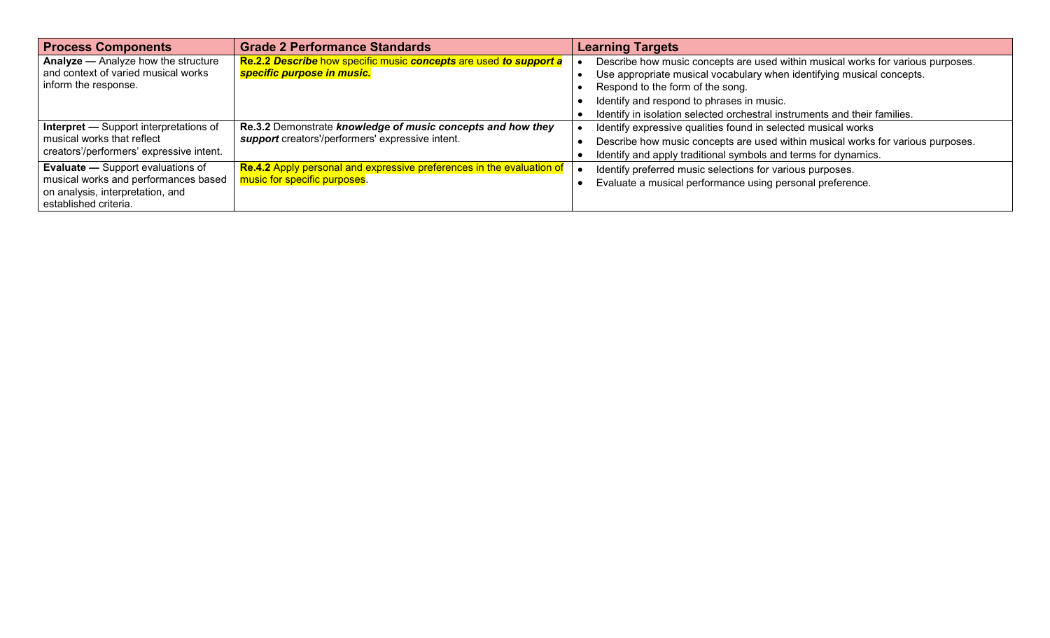| Process Components | Grade 2 Performance Standards | Learning Targets |
|---|---|---|
| **Analyze —** Analyze how the structure and context of varied musical works inform the response. | **Re.2.2** ***Describe*** how specific music ***concepts*** are used ***to support a specific purpose in music.*** | • Describe how music concepts are used within musical works for various purposes.<br>• Use appropriate musical vocabulary when identifying musical concepts.<br>• Respond to the form of the song.<br>• Identify and respond to phrases in music.<br>• Identify in isolation selected orchestral instruments and their families. |
| **Interpret —** Support interpretations of musical works that reflect creators'/performers' expressive intent. | **Re.3.2** Demonstrate ***knowledge of music concepts and how they support*** creators'/performers' expressive intent. | • Identify expressive qualities found in selected musical works<br>• Describe how music concepts are used within musical works for various purposes.<br>• Identify and apply traditional symbols and terms for dynamics. |
| **Evaluate —** Support evaluations of musical works and performances based on analysis, interpretation, and established criteria. | **Re.4.2** Apply personal and expressive preferences in the evaluation of music for specific purposes. | • Identify preferred music selections for various purposes.<br>• Evaluate a musical performance using personal preference. |